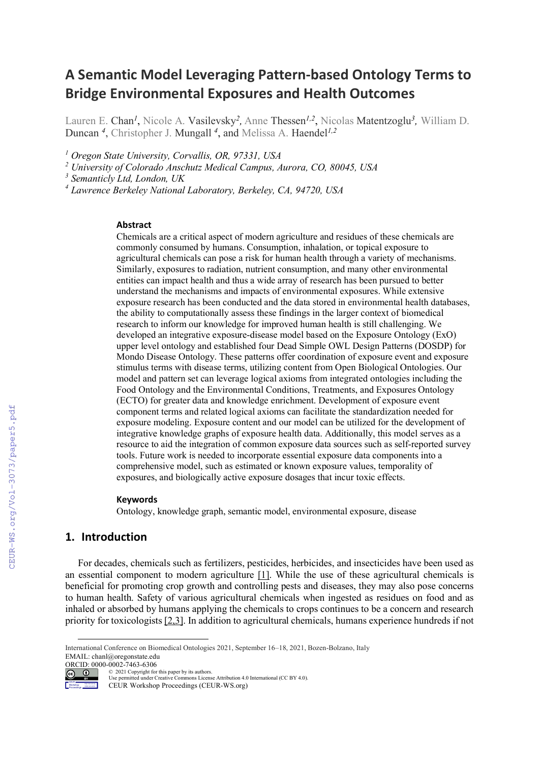# A Semantic Model Leveraging Pattern-based Ontology Terms to Bridge Environmental Exposures and Health Outcomes

Lauren E. Chan[1], Nicole A. Vasilevsky[2], Anne Thessen[1,2], Nicolas Matentzoglu[3], William D. Duncan [4], Christopher J. Mungall [4], and Melissa A. Haendel[1,2]

[1] Oregon State University, Corvallis, OR, 97331, USA

[2] University of Colorado Anschutz Medical Campus, Aurora, CO, 80045, USA

[3] Semanticly Ltd, London, UK

[4] Lawrence Berkeley National Laboratory, Berkeley, CA, 94720, USA

### Abstract

Chemicals are a critical aspect of modern agriculture and residues of these chemicals are commonly consumed by humans. Consumption, inhalation, or topical exposure to agricultural chemicals can pose a risk for human health through a variety of mechanisms. Similarly, exposures to radiation, nutrient consumption, and many other environmental entities can impact health and thus a wide array of research has been pursued to better understand the mechanisms and impacts of environmental exposures. While extensive exposure research has been conducted and the data stored in environmental health databases, the ability to computationally assess these findings in the larger context of biomedical research to inform our knowledge for improved human health is still challenging. We developed an integrative exposure-disease model based on the Exposure Ontology (ExO) upper level ontology and established four Dead Simple OWL Design Patterns (DOSDP) for Mondo Disease Ontology. These patterns offer coordination of exposure event and exposure stimulus terms with disease terms, utilizing content from Open Biological Ontologies. Our model and pattern set can leverage logical axioms from integrated ontologies including the Food Ontology and the Environmental Conditions, Treatments, and Exposures Ontology (ECTO) for greater data and knowledge enrichment. Development of exposure event component terms and related logical axioms can facilitate the standardization needed for exposure modeling. Exposure content and our model can be utilized for the development of integrative knowledge graphs of exposure health data. Additionally, this model serves as a resource to aid the integration of common exposure data sources such as self-reported survey tools. Future work is needed to incorporate essential exposure data components into a comprehensive model, such as estimated or known exposure values, temporality of exposures, and biologically active exposure dosages that incur toxic effects.

### Keywords

Ontology, knowledge graph, semantic model, environmental exposure, disease

## 1. Introduction

For decades, chemicals such as fertilizers, pesticides, herbicides, and insecticides have been used as an essential component to modern agriculture [1]. While the use of these agricultural chemicals is beneficial for promoting crop growth and controlling pests and diseases, they may also pose concerns to human health. Safety of various agricultural chemicals when ingested as residues on food and as inhaled or absorbed by humans applying the chemicals to crops continues to be a concern and research priority for toxicologists [2,3]. In addition to agricultural chemicals, humans experience hundreds if not

---

International Conference on Biomedical Ontologies 2021, September 16–18, 2021, Bozen-Bolzano, Italy
EMAIL: chanl@oregonstate.edu
ORCID: 0000-0002-7463-6306
© 2021 Copyright for this paper by its authors.
Use permitted under Creative Commons License Attribution 4.0 International (CC BY 4.0).
CEUR Workshop Proceedings (CEUR-WS.org)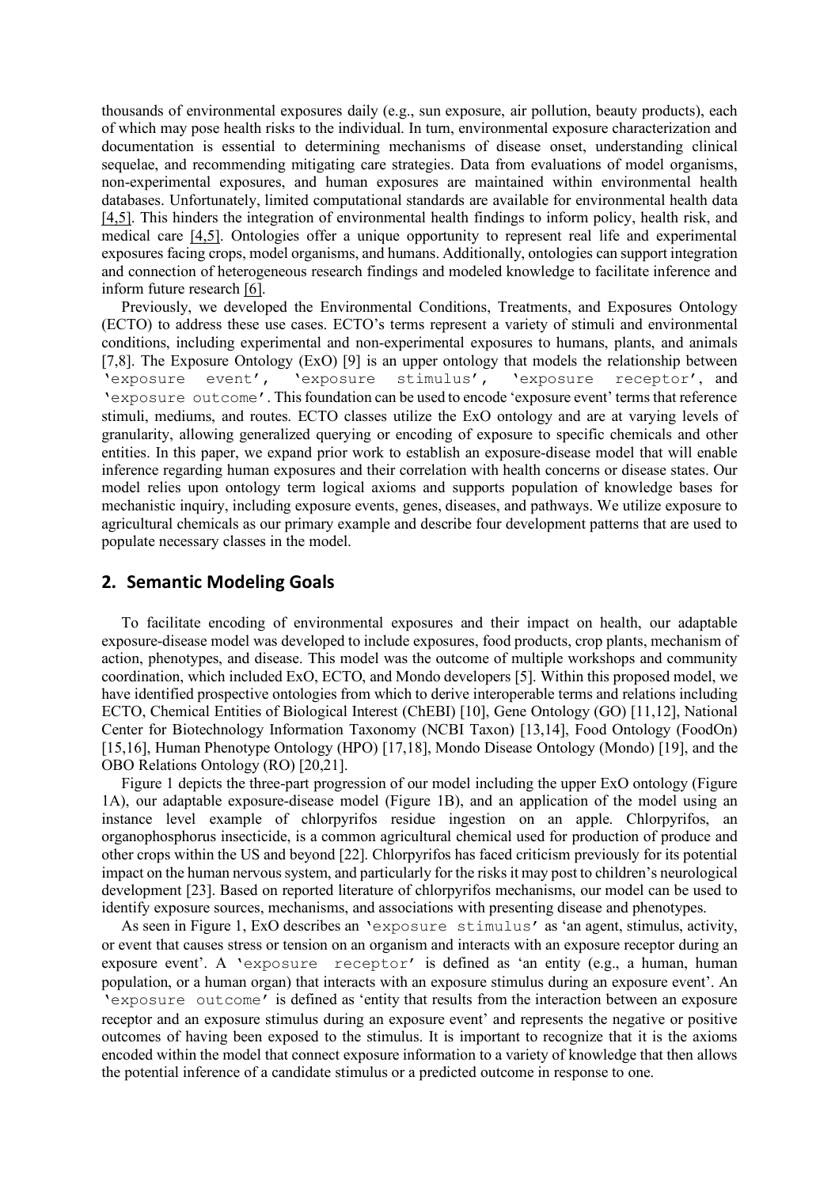thousands of environmental exposures daily (e.g., sun exposure, air pollution, beauty products), each of which may pose health risks to the individual. In turn, environmental exposure characterization and documentation is essential to determining mechanisms of disease onset, understanding clinical sequelae, and recommending mitigating care strategies. Data from evaluations of model organisms, non-experimental exposures, and human exposures are maintained within environmental health databases. Unfortunately, limited computational standards are available for environmental health data [4,5]. This hinders the integration of environmental health findings to inform policy, health risk, and medical care [4,5]. Ontologies offer a unique opportunity to represent real life and experimental exposures facing crops, model organisms, and humans. Additionally, ontologies can support integration and connection of heterogeneous research findings and modeled knowledge to facilitate inference and inform future research [6].

Previously, we developed the Environmental Conditions, Treatments, and Exposures Ontology (ECTO) to address these use cases. ECTO's terms represent a variety of stimuli and environmental conditions, including experimental and non-experimental exposures to humans, plants, and animals [7,8]. The Exposure Ontology (ExO) [9] is an upper ontology that models the relationship between `'exposure event'`, `'exposure stimulus'`, `'exposure receptor'`, and `'exposure outcome'`. This foundation can be used to encode 'exposure event' terms that reference stimuli, mediums, and routes. ECTO classes utilize the ExO ontology and are at varying levels of granularity, allowing generalized querying or encoding of exposure to specific chemicals and other entities. In this paper, we expand prior work to establish an exposure-disease model that will enable inference regarding human exposures and their correlation with health concerns or disease states. Our model relies upon ontology term logical axioms and supports population of knowledge bases for mechanistic inquiry, including exposure events, genes, diseases, and pathways. We utilize exposure to agricultural chemicals as our primary example and describe four development patterns that are used to populate necessary classes in the model.

## 2. Semantic Modeling Goals

To facilitate encoding of environmental exposures and their impact on health, our adaptable exposure-disease model was developed to include exposures, food products, crop plants, mechanism of action, phenotypes, and disease. This model was the outcome of multiple workshops and community coordination, which included ExO, ECTO, and Mondo developers [5]. Within this proposed model, we have identified prospective ontologies from which to derive interoperable terms and relations including ECTO, Chemical Entities of Biological Interest (ChEBI) [10], Gene Ontology (GO) [11,12], National Center for Biotechnology Information Taxonomy (NCBI Taxon) [13,14], Food Ontology (FoodOn) [15,16], Human Phenotype Ontology (HPO) [17,18], Mondo Disease Ontology (Mondo) [19], and the OBO Relations Ontology (RO) [20,21].

Figure 1 depicts the three-part progression of our model including the upper ExO ontology (Figure 1A), our adaptable exposure-disease model (Figure 1B), and an application of the model using an instance level example of chlorpyrifos residue ingestion on an apple. Chlorpyrifos, an organophosphorus insecticide, is a common agricultural chemical used for production of produce and other crops within the US and beyond [22]. Chlorpyrifos has faced criticism previously for its potential impact on the human nervous system, and particularly for the risks it may post to children's neurological development [23]. Based on reported literature of chlorpyrifos mechanisms, our model can be used to identify exposure sources, mechanisms, and associations with presenting disease and phenotypes.

As seen in Figure 1, ExO describes an `'exposure stimulus'` as 'an agent, stimulus, activity, or event that causes stress or tension on an organism and interacts with an exposure receptor during an exposure event'. A `'exposure receptor'` is defined as 'an entity (e.g., a human, human population, or a human organ) that interacts with an exposure stimulus during an exposure event'. An `'exposure outcome'` is defined as 'entity that results from the interaction between an exposure receptor and an exposure stimulus during an exposure event' and represents the negative or positive outcomes of having been exposed to the stimulus. It is important to recognize that it is the axioms encoded within the model that connect exposure information to a variety of knowledge that then allows the potential inference of a candidate stimulus or a predicted outcome in response to one.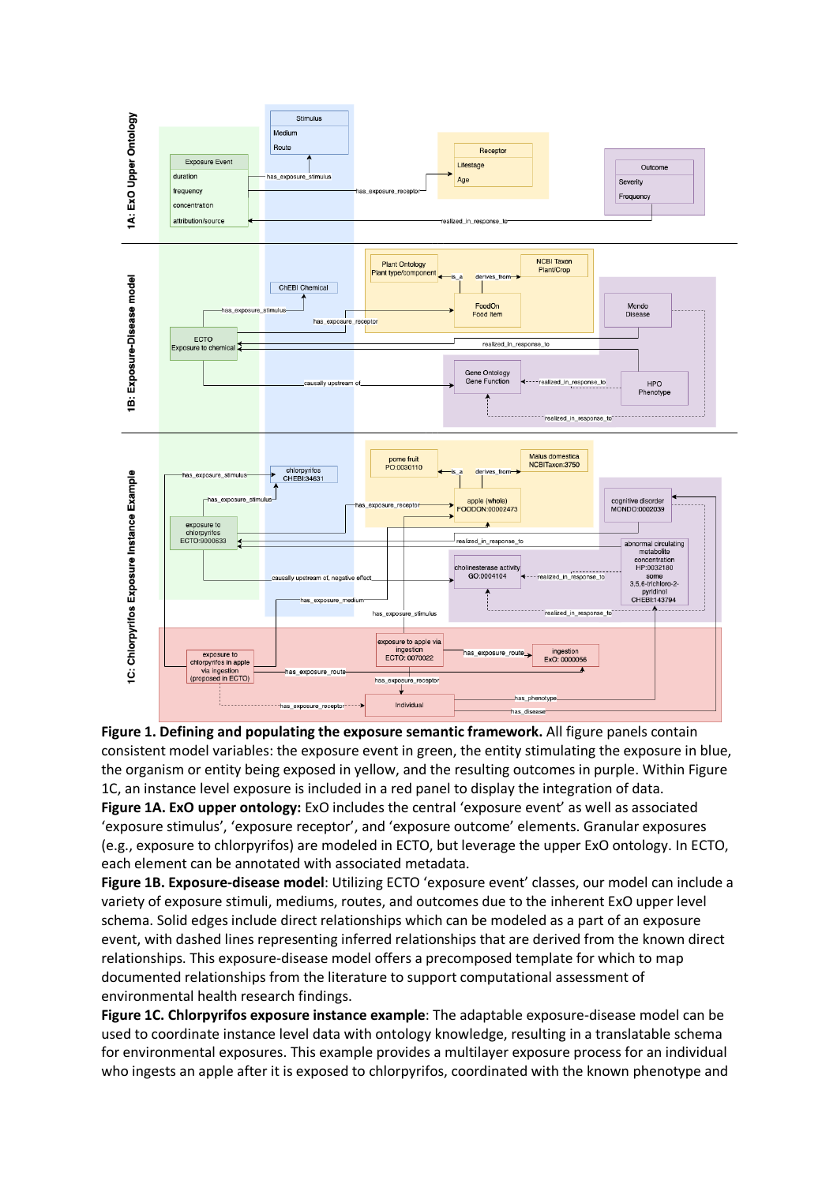**Figure 1. Defining and populating the exposure semantic framework.** All figure panels contain consistent model variables: the exposure event in green, the entity stimulating the exposure in blue, the organism or entity being exposed in yellow, and the resulting outcomes in purple. Within Figure 1C, an instance level exposure is included in a red panel to display the integration of data.

**Figure 1A. ExO upper ontology:** ExO includes the central 'exposure event' as well as associated 'exposure stimulus', 'exposure receptor', and 'exposure outcome' elements. Granular exposures (e.g., exposure to chlorpyrifos) are modeled in ECTO, but leverage the upper ExO ontology. In ECTO, each element can be annotated with associated metadata.

**Figure 1B. Exposure-disease model**: Utilizing ECTO 'exposure event' classes, our model can include a variety of exposure stimuli, mediums, routes, and outcomes due to the inherent ExO upper level schema. Solid edges include direct relationships which can be modeled as a part of an exposure event, with dashed lines representing inferred relationships that are derived from the known direct relationships. This exposure-disease model offers a precomposed template for which to map documented relationships from the literature to support computational assessment of environmental health research findings.

**Figure 1C. Chlorpyrifos exposure instance example**: The adaptable exposure-disease model can be used to coordinate instance level data with ontology knowledge, resulting in a translatable schema for environmental exposures. This example provides a multilayer exposure process for an individual who ingests an apple after it is exposed to chlorpyrifos, coordinated with the known phenotype and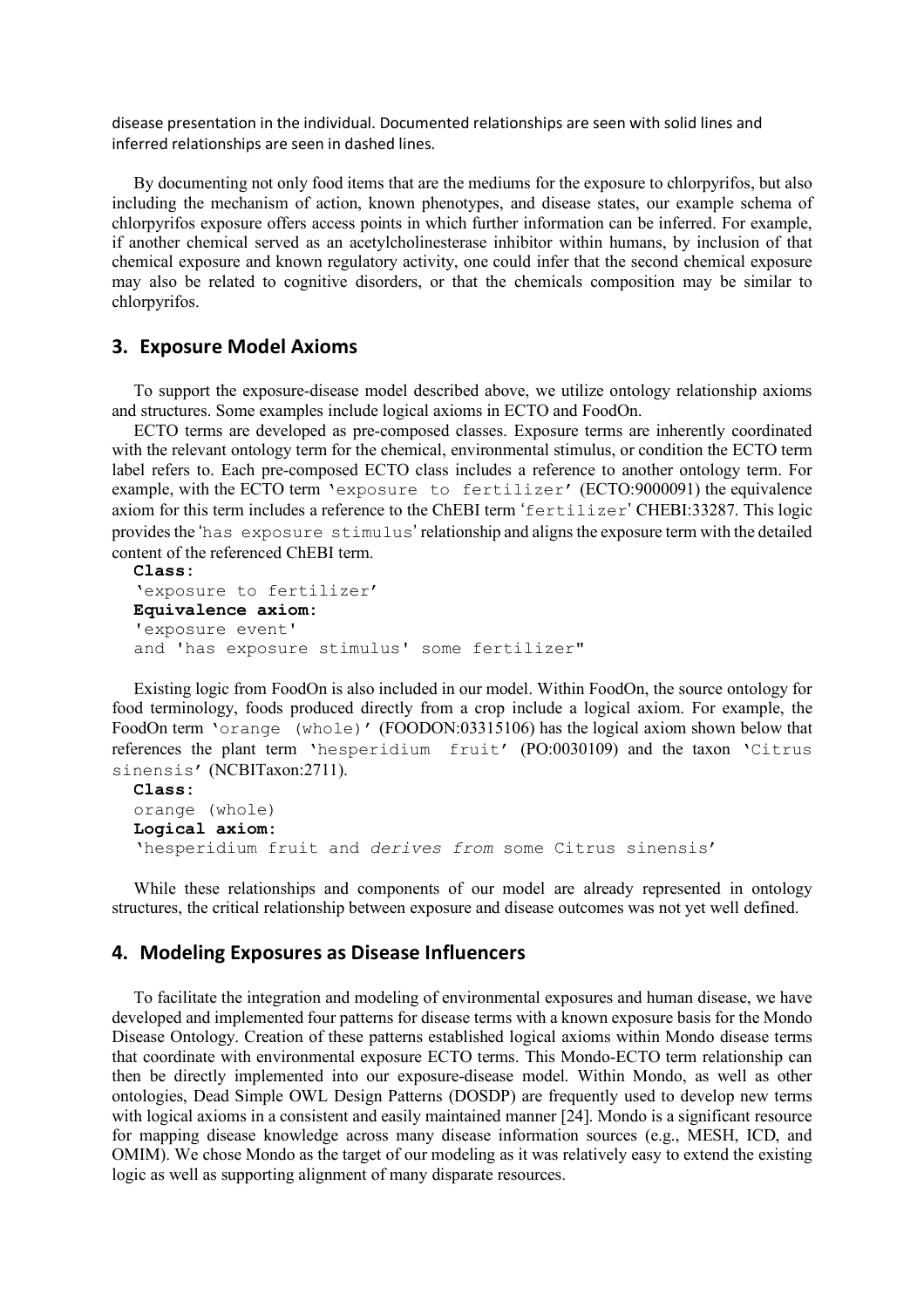disease presentation in the individual. Documented relationships are seen with solid lines and inferred relationships are seen in dashed lines.

By documenting not only food items that are the mediums for the exposure to chlorpyrifos, but also including the mechanism of action, known phenotypes, and disease states, our example schema of chlorpyrifos exposure offers access points in which further information can be inferred. For example, if another chemical served as an acetylcholinesterase inhibitor within humans, by inclusion of that chemical exposure and known regulatory activity, one could infer that the second chemical exposure may also be related to cognitive disorders, or that the chemicals composition may be similar to chlorpyrifos.

## 3. Exposure Model Axioms

To support the exposure-disease model described above, we utilize ontology relationship axioms and structures. Some examples include logical axioms in ECTO and FoodOn.

ECTO terms are developed as pre-composed classes. Exposure terms are inherently coordinated with the relevant ontology term for the chemical, environmental stimulus, or condition the ECTO term label refers to. Each pre-composed ECTO class includes a reference to another ontology term. For example, with the ECTO term `'exposure to fertilizer'` (ECTO:9000091) the equivalence axiom for this term includes a reference to the ChEBI term `'fertilizer'` CHEBI:33287. This logic provides the `'has exposure stimulus'` relationship and aligns the exposure term with the detailed content of the referenced ChEBI term.

```
Class:
'exposure to fertilizer'
Equivalence axiom:
'exposure event'
and 'has exposure stimulus' some fertilizer"
```

Existing logic from FoodOn is also included in our model. Within FoodOn, the source ontology for food terminology, foods produced directly from a crop include a logical axiom. For example, the FoodOn term `'orange (whole)'` (FOODON:03315106) has the logical axiom shown below that references the plant term `'hesperidium fruit'` (PO:0030109) and the taxon `'Citrus sinensis'` (NCBITaxon:2711).

```
Class:
orange (whole)
Logical axiom:
'hesperidium fruit and derives from some Citrus sinensis'
```

While these relationships and components of our model are already represented in ontology structures, the critical relationship between exposure and disease outcomes was not yet well defined.

## 4. Modeling Exposures as Disease Influencers

To facilitate the integration and modeling of environmental exposures and human disease, we have developed and implemented four patterns for disease terms with a known exposure basis for the Mondo Disease Ontology. Creation of these patterns established logical axioms within Mondo disease terms that coordinate with environmental exposure ECTO terms. This Mondo-ECTO term relationship can then be directly implemented into our exposure-disease model. Within Mondo, as well as other ontologies, Dead Simple OWL Design Patterns (DOSDP) are frequently used to develop new terms with logical axioms in a consistent and easily maintained manner [24]. Mondo is a significant resource for mapping disease knowledge across many disease information sources (e.g., MESH, ICD, and OMIM). We chose Mondo as the target of our modeling as it was relatively easy to extend the existing logic as well as supporting alignment of many disparate resources.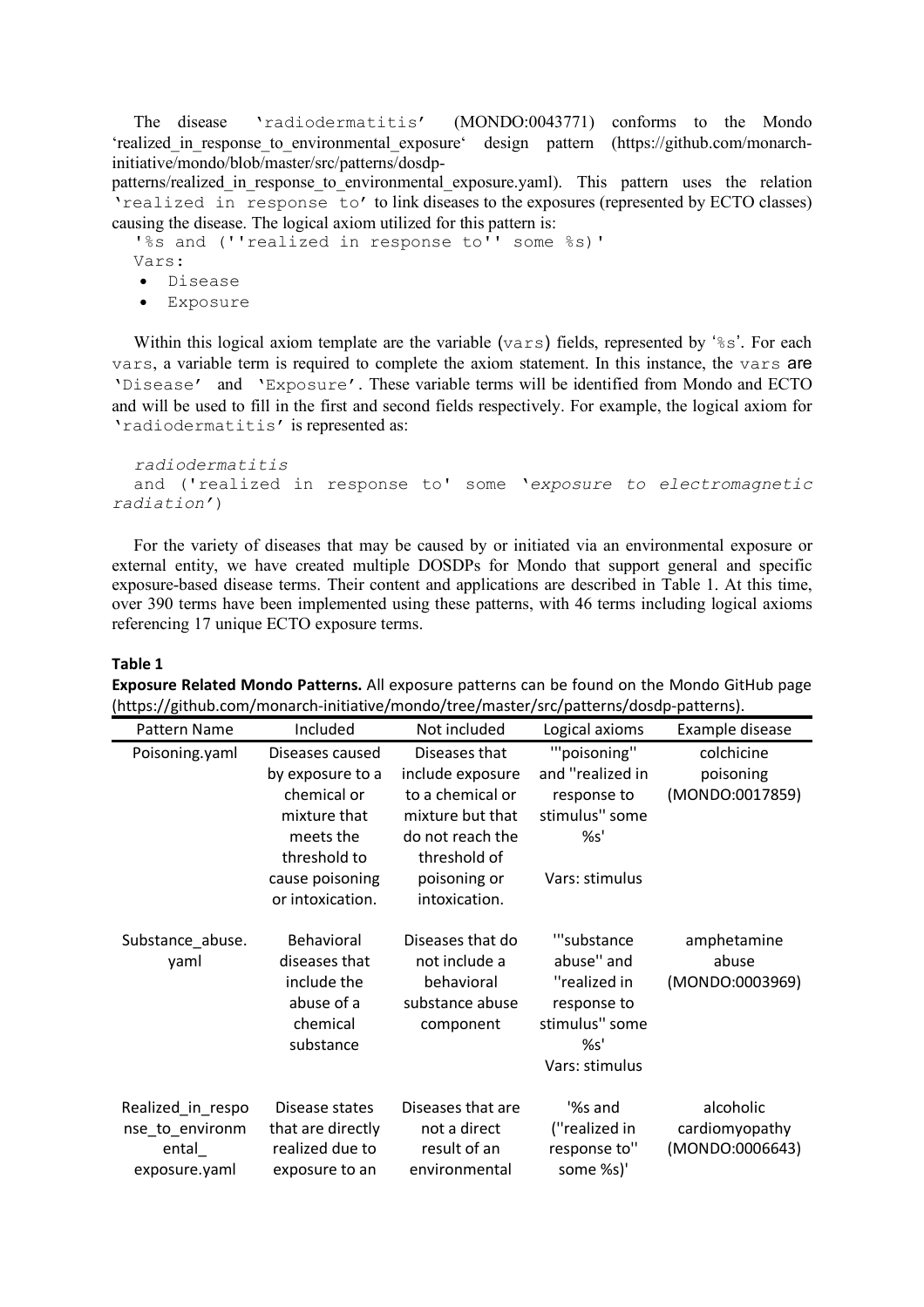The disease 'radiodermatitis' (MONDO:0043771) conforms to the Mondo 'realized_in_response_to_environmental_exposure' design pattern (https://github.com/monarch-initiative/mondo/blob/master/src/patterns/dosdp-patterns/realized_in_response_to_environmental_exposure.yaml). This pattern uses the relation 'realized in response to' to link diseases to the exposures (represented by ECTO classes) causing the disease. The logical axiom utilized for this pattern is:

```
'%s and (''realized in response to'' some %s)'
Vars:
• Disease
• Exposure
```

Within this logical axiom template are the variable (`vars`) fields, represented by '`%s`'. For each `vars`, a variable term is required to complete the axiom statement. In this instance, the `vars` are '`Disease`' and '`Exposure`'. These variable terms will be identified from Mondo and ECTO and will be used to fill in the first and second fields respectively. For example, the logical axiom for '`radiodermatitis`' is represented as:

```
radiodermatitis
and ('realized in response to' some 'exposure to electromagnetic radiation')
```

For the variety of diseases that may be caused by or initiated via an environmental exposure or external entity, we have created multiple DOSDPs for Mondo that support general and specific exposure-based disease terms. Their content and applications are described in Table 1. At this time, over 390 terms have been implemented using these patterns, with 46 terms including logical axioms referencing 17 unique ECTO exposure terms.

**Table 1**

**Exposure Related Mondo Patterns.** All exposure patterns can be found on the Mondo GitHub page (https://github.com/monarch-initiative/mondo/tree/master/src/patterns/dosdp-patterns).

| Pattern Name | Included | Not included | Logical axioms | Example disease |
|---|---|---|---|---|
| Poisoning.yaml | Diseases caused by exposure to a chemical or mixture that meets the threshold to cause poisoning or intoxication. | Diseases that include exposure to a chemical or mixture but that do not reach the threshold of poisoning or intoxication. | '''poisoning'' and ''realized in response to stimulus'' some %s' <br><br> Vars: stimulus | colchicine poisoning (MONDO:0017859) |
| Substance_abuse.yaml | Behavioral diseases that include the abuse of a chemical substance | Diseases that do not include a behavioral substance abuse component | '''substance abuse'' and ''realized in response to stimulus'' some %s' <br> Vars: stimulus | amphetamine abuse (MONDO:0003969) |
| Realized_in_response_to_environmental_exposure.yaml | Disease states that are directly realized due to exposure to an | Diseases that are not a direct result of an environmental | '%s and (''realized in response to'' some %s)' | alcoholic cardiomyopathy (MONDO:0006643) |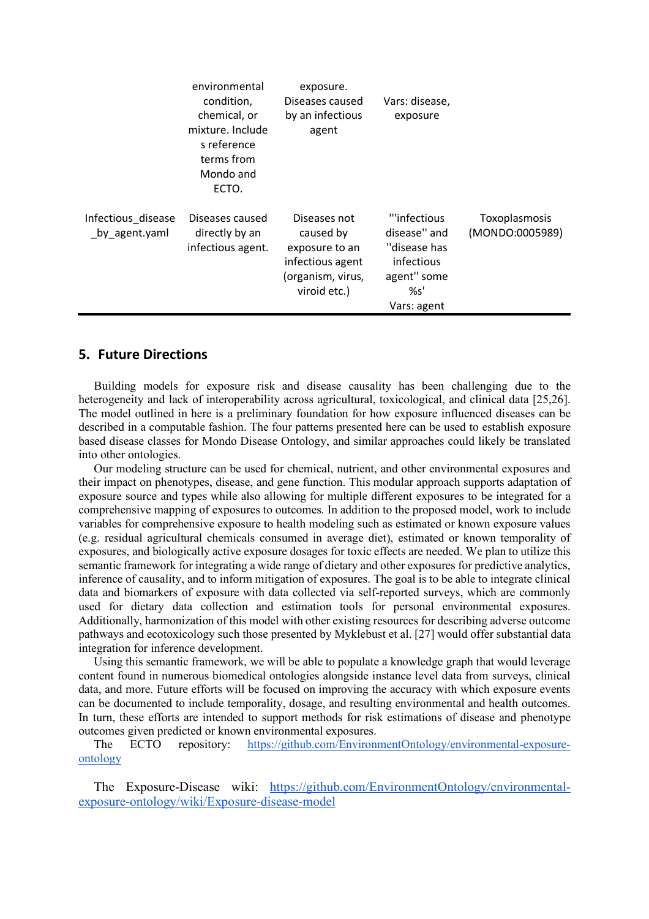| | environmental condition, chemical, or mixture. Include s reference terms from Mondo and ECTO. | exposure. Diseases caused by an infectious agent | Vars: disease, exposure | |
|---|---|---|---|---|
| Infectious_disease_by_agent.yaml | Diseases caused directly by an infectious agent. | Diseases not caused by exposure to an infectious agent (organism, virus, viroid etc.) | '"infectious disease'' and ''disease has infectious agent'' some %s' Vars: agent | Toxoplasmosis (MONDO:0005989) |

## 5. Future Directions

Building models for exposure risk and disease causality has been challenging due to the heterogeneity and lack of interoperability across agricultural, toxicological, and clinical data [25,26]. The model outlined in here is a preliminary foundation for how exposure influenced diseases can be described in a computable fashion. The four patterns presented here can be used to establish exposure based disease classes for Mondo Disease Ontology, and similar approaches could likely be translated into other ontologies.

Our modeling structure can be used for chemical, nutrient, and other environmental exposures and their impact on phenotypes, disease, and gene function. This modular approach supports adaptation of exposure source and types while also allowing for multiple different exposures to be integrated for a comprehensive mapping of exposures to outcomes. In addition to the proposed model, work to include variables for comprehensive exposure to health modeling such as estimated or known exposure values (e.g. residual agricultural chemicals consumed in average diet), estimated or known temporality of exposures, and biologically active exposure dosages for toxic effects are needed. We plan to utilize this semantic framework for integrating a wide range of dietary and other exposures for predictive analytics, inference of causality, and to inform mitigation of exposures. The goal is to be able to integrate clinical data and biomarkers of exposure with data collected via self-reported surveys, which are commonly used for dietary data collection and estimation tools for personal environmental exposures. Additionally, harmonization of this model with other existing resources for describing adverse outcome pathways and ecotoxicology such those presented by Myklebust et al. [27] would offer substantial data integration for inference development.

Using this semantic framework, we will be able to populate a knowledge graph that would leverage content found in numerous biomedical ontologies alongside instance level data from surveys, clinical data, and more. Future efforts will be focused on improving the accuracy with which exposure events can be documented to include temporality, dosage, and resulting environmental and health outcomes. In turn, these efforts are intended to support methods for risk estimations of disease and phenotype outcomes given predicted or known environmental exposures.

The ECTO repository: https://github.com/EnvironmentOntology/environmental-exposure-ontology

The Exposure-Disease wiki: https://github.com/EnvironmentOntology/environmental-exposure-ontology/wiki/Exposure-disease-model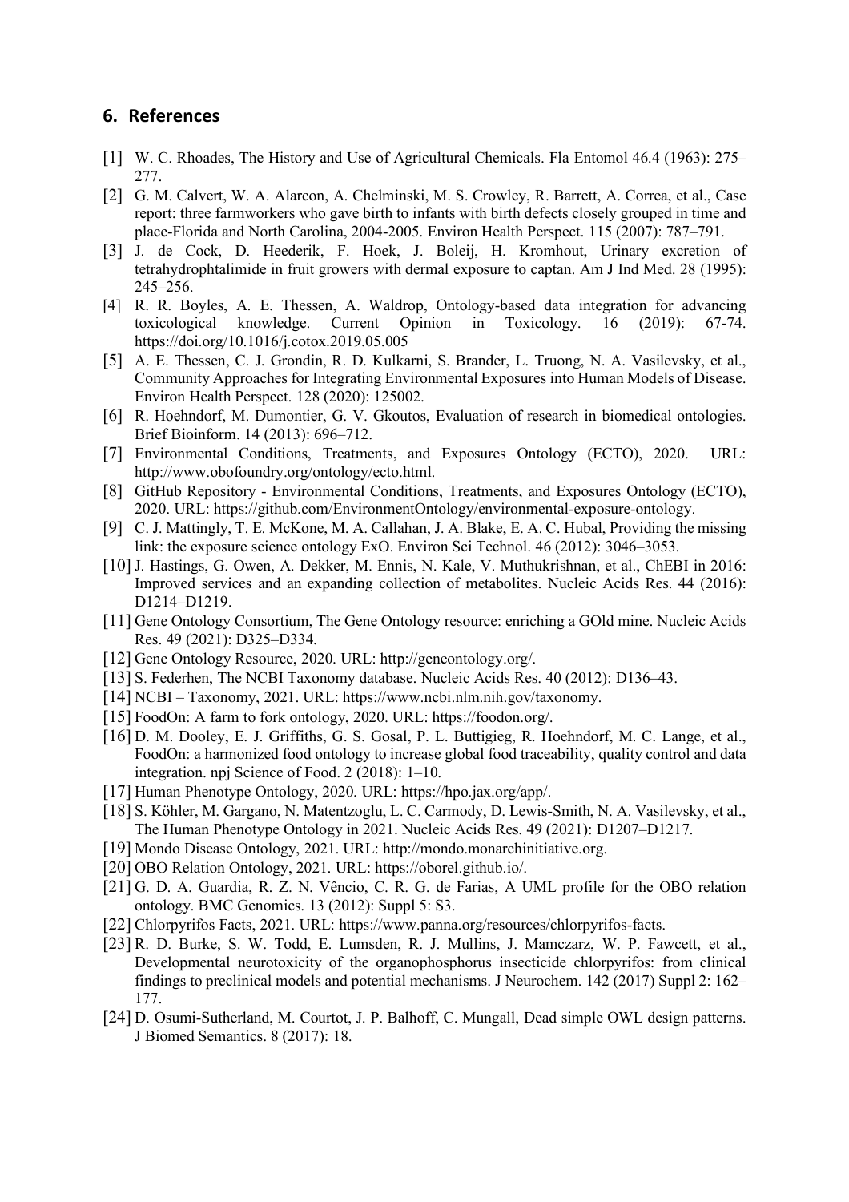## 6. References

[1] W. C. Rhoades, The History and Use of Agricultural Chemicals. Fla Entomol 46.4 (1963): 275–277.

[2] G. M. Calvert, W. A. Alarcon, A. Chelminski, M. S. Crowley, R. Barrett, A. Correa, et al., Case report: three farmworkers who gave birth to infants with birth defects closely grouped in time and place-Florida and North Carolina, 2004-2005. Environ Health Perspect. 115 (2007): 787–791.

[3] J. de Cock, D. Heederik, F. Hoek, J. Boleij, H. Kromhout, Urinary excretion of tetrahydrophtalimide in fruit growers with dermal exposure to captan. Am J Ind Med. 28 (1995): 245–256.

[4] R. R. Boyles, A. E. Thessen, A. Waldrop, Ontology-based data integration for advancing toxicological knowledge. Current Opinion in Toxicology. 16 (2019): 67-74. https://doi.org/10.1016/j.cotox.2019.05.005

[5] A. E. Thessen, C. J. Grondin, R. D. Kulkarni, S. Brander, L. Truong, N. A. Vasilevsky, et al., Community Approaches for Integrating Environmental Exposures into Human Models of Disease. Environ Health Perspect. 128 (2020): 125002.

[6] R. Hoehndorf, M. Dumontier, G. V. Gkoutos, Evaluation of research in biomedical ontologies. Brief Bioinform. 14 (2013): 696–712.

[7] Environmental Conditions, Treatments, and Exposures Ontology (ECTO), 2020. URL: http://www.obofoundry.org/ontology/ecto.html.

[8] GitHub Repository - Environmental Conditions, Treatments, and Exposures Ontology (ECTO), 2020. URL: https://github.com/EnvironmentOntology/environmental-exposure-ontology.

[9] C. J. Mattingly, T. E. McKone, M. A. Callahan, J. A. Blake, E. A. C. Hubal, Providing the missing link: the exposure science ontology ExO. Environ Sci Technol. 46 (2012): 3046–3053.

[10] J. Hastings, G. Owen, A. Dekker, M. Ennis, N. Kale, V. Muthukrishnan, et al., ChEBI in 2016: Improved services and an expanding collection of metabolites. Nucleic Acids Res. 44 (2016): D1214–D1219.

[11] Gene Ontology Consortium, The Gene Ontology resource: enriching a GOld mine. Nucleic Acids Res. 49 (2021): D325–D334.

[12] Gene Ontology Resource, 2020. URL: http://geneontology.org/.

[13] S. Federhen, The NCBI Taxonomy database. Nucleic Acids Res. 40 (2012): D136–43.

[14] NCBI – Taxonomy, 2021. URL: https://www.ncbi.nlm.nih.gov/taxonomy.

[15] FoodOn: A farm to fork ontology, 2020. URL: https://foodon.org/.

[16] D. M. Dooley, E. J. Griffiths, G. S. Gosal, P. L. Buttigieg, R. Hoehndorf, M. C. Lange, et al., FoodOn: a harmonized food ontology to increase global food traceability, quality control and data integration. npj Science of Food. 2 (2018): 1–10.

[17] Human Phenotype Ontology, 2020. URL: https://hpo.jax.org/app/.

[18] S. Köhler, M. Gargano, N. Matentzoglu, L. C. Carmody, D. Lewis-Smith, N. A. Vasilevsky, et al., The Human Phenotype Ontology in 2021. Nucleic Acids Res. 49 (2021): D1207–D1217.

[19] Mondo Disease Ontology, 2021. URL: http://mondo.monarchinitiative.org.

[20] OBO Relation Ontology, 2021. URL: https://oborel.github.io/.

[21] G. D. A. Guardia, R. Z. N. Vêncio, C. R. G. de Farias, A UML profile for the OBO relation ontology. BMC Genomics. 13 (2012): Suppl 5: S3.

[22] Chlorpyrifos Facts, 2021. URL: https://www.panna.org/resources/chlorpyrifos-facts.

[23] R. D. Burke, S. W. Todd, E. Lumsden, R. J. Mullins, J. Mamczarz, W. P. Fawcett, et al., Developmental neurotoxicity of the organophosphorus insecticide chlorpyrifos: from clinical findings to preclinical models and potential mechanisms. J Neurochem. 142 (2017) Suppl 2: 162–177.

[24] D. Osumi-Sutherland, M. Courtot, J. P. Balhoff, C. Mungall, Dead simple OWL design patterns. J Biomed Semantics. 8 (2017): 18.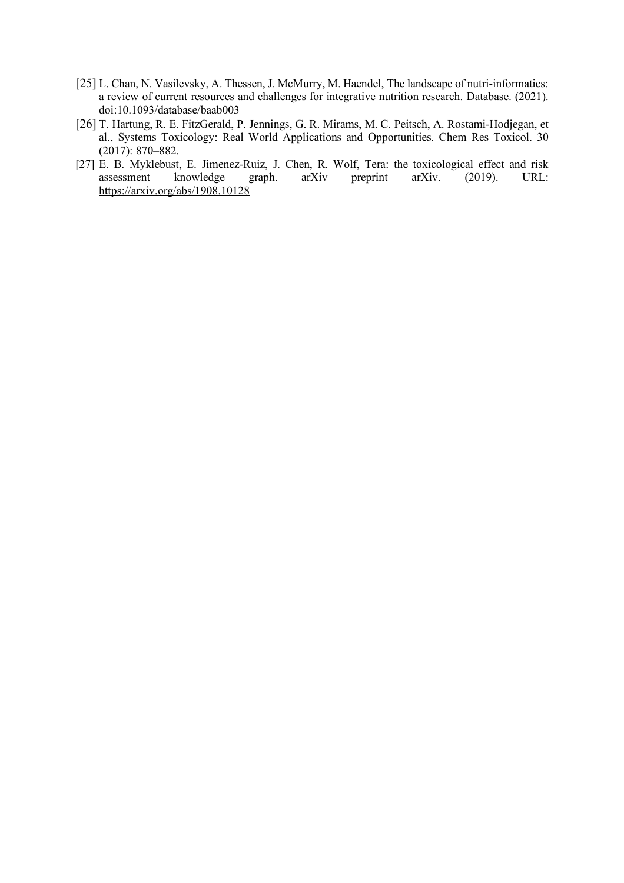[25] L. Chan, N. Vasilevsky, A. Thessen, J. McMurry, M. Haendel, The landscape of nutri-informatics: a review of current resources and challenges for integrative nutrition research. Database. (2021). doi:10.1093/database/baab003

[26] T. Hartung, R. E. FitzGerald, P. Jennings, G. R. Mirams, M. C. Peitsch, A. Rostami-Hodjegan, et al., Systems Toxicology: Real World Applications and Opportunities. Chem Res Toxicol. 30 (2017): 870–882.

[27] E. B. Myklebust, E. Jimenez-Ruiz, J. Chen, R. Wolf, Tera: the toxicological effect and risk assessment knowledge graph. arXiv preprint arXiv. (2019). URL: https://arxiv.org/abs/1908.10128